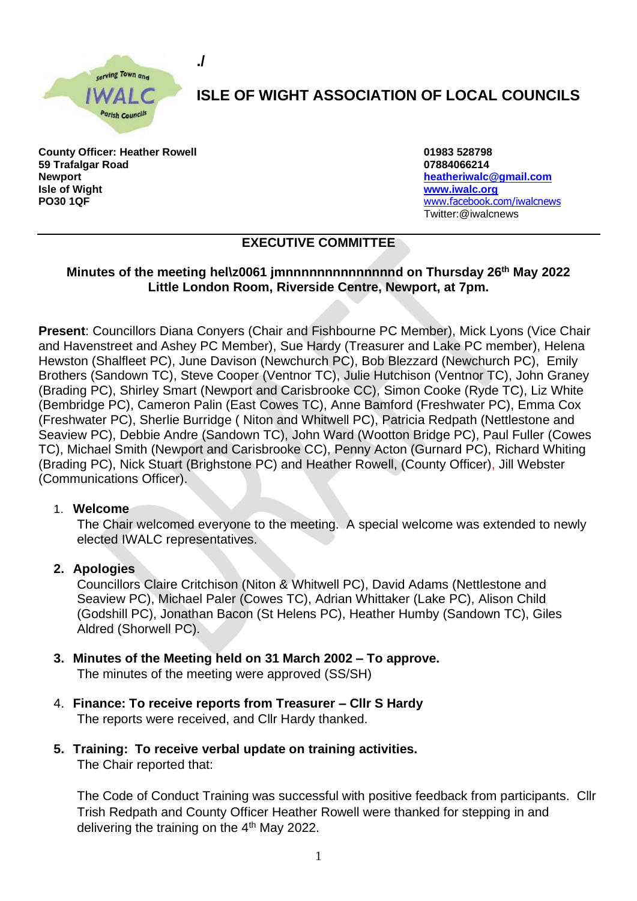./

# ISLE OF WIGHT ASSOCIATION OF LOCAL COUNCILS

**County Officer: Heather Rowell**
**59 Trafalgar Road**
**Newport**
**Isle of Wight**
**PO30 1QF**

**01983 528798**
**07884066214**
**heatheriwalc@gmail.com**
**www.iwalc.org**
www.facebook.com/iwalcnews
Twitter:@iwalcnews

## EXECUTIVE COMMITTEE

**Minutes of the meeting hel\z0061 jmnnnnnnnnnnnnnd on Thursday 26th May 2022 Little London Room, Riverside Centre, Newport, at 7pm.**

**Present**: Councillors Diana Conyers (Chair and Fishbourne PC Member), Mick Lyons (Vice Chair and Havenstreet and Ashey PC Member), Sue Hardy (Treasurer and Lake PC member), Helena Hewston (Shalfleet PC), June Davison (Newchurch PC), Bob Blezzard (Newchurch PC), Emily Brothers (Sandown TC), Steve Cooper (Ventnor TC), Julie Hutchison (Ventnor TC), John Graney (Brading PC), Shirley Smart (Newport and Carisbrooke CC), Simon Cooke (Ryde TC), Liz White (Bembridge PC), Cameron Palin (East Cowes TC), Anne Bamford (Freshwater PC), Emma Cox (Freshwater PC), Sherlie Burridge ( Niton and Whitwell PC), Patricia Redpath (Nettlestone and Seaview PC), Debbie Andre (Sandown TC), John Ward (Wootton Bridge PC), Paul Fuller (Cowes TC), Michael Smith (Newport and Carisbrooke CC), Penny Acton (Gurnard PC), Richard Whiting (Brading PC), Nick Stuart (Brighstone PC) and Heather Rowell, (County Officer), Jill Webster (Communications Officer).

1. **Welcome**
   The Chair welcomed everyone to the meeting. A special welcome was extended to newly elected IWALC representatives.

2. **Apologies**
   Councillors Claire Critchison (Niton & Whitwell PC), David Adams (Nettlestone and Seaview PC), Michael Paler (Cowes TC), Adrian Whittaker (Lake PC), Alison Child (Godshill PC), Jonathan Bacon (St Helens PC), Heather Humby (Sandown TC), Giles Aldred (Shorwell PC).

3. **Minutes of the Meeting held on 31 March 2002 – To approve.**
   The minutes of the meeting were approved (SS/SH)

4. **Finance: To receive reports from Treasurer – Cllr S Hardy**
   The reports were received, and Cllr Hardy thanked.

5. **Training: To receive verbal update on training activities.**
   The Chair reported that:

   The Code of Conduct Training was successful with positive feedback from participants. Cllr Trish Redpath and County Officer Heather Rowell were thanked for stepping in and delivering the training on the 4th May 2022.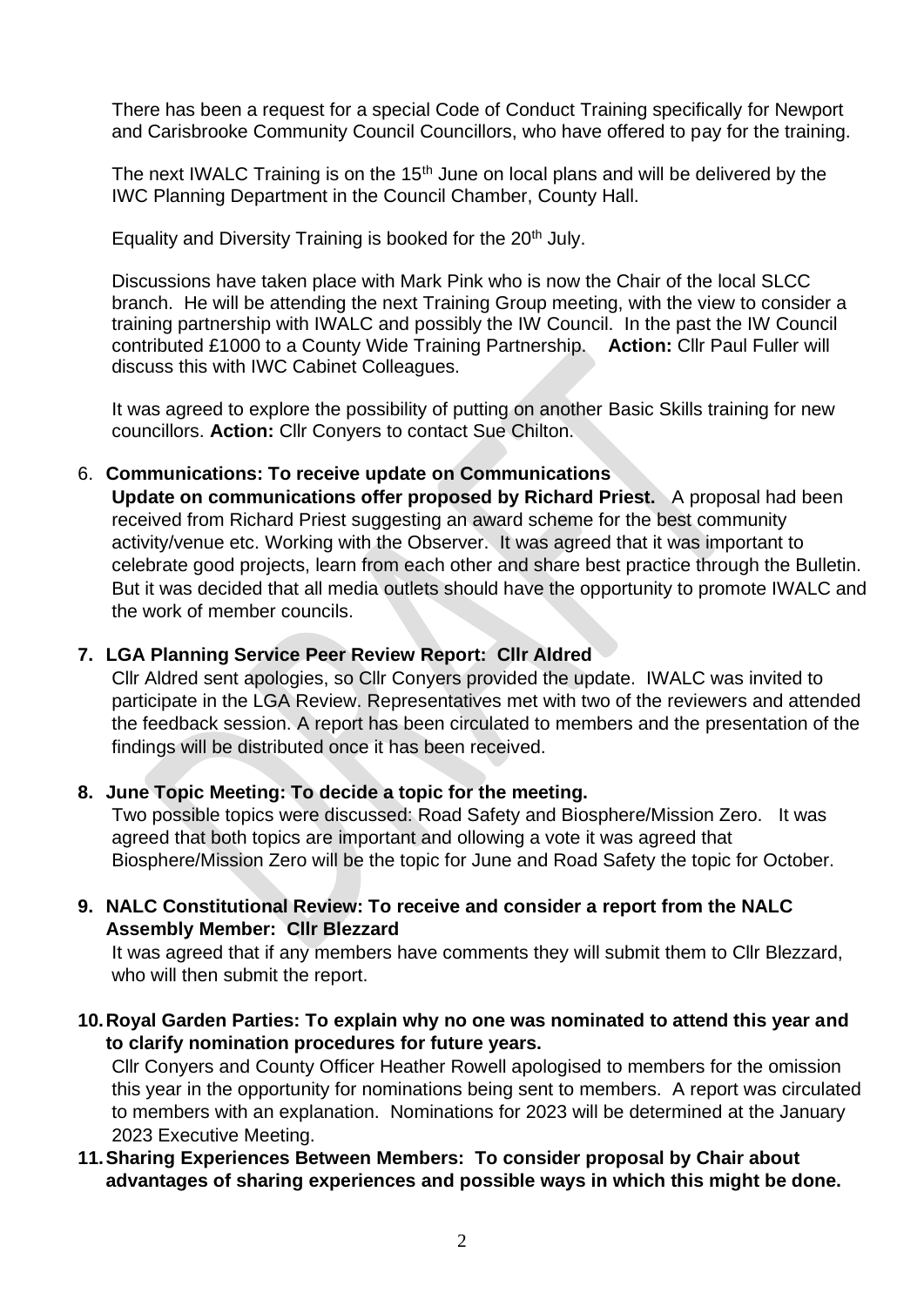There has been a request for a special Code of Conduct Training specifically for Newport and Carisbrooke Community Council Councillors, who have offered to pay for the training.

The next IWALC Training is on the 15th June on local plans and will be delivered by the IWC Planning Department in the Council Chamber, County Hall.

Equality and Diversity Training is booked for the 20th July.

Discussions have taken place with Mark Pink who is now the Chair of the local SLCC branch. He will be attending the next Training Group meeting, with the view to consider a training partnership with IWALC and possibly the IW Council. In the past the IW Council contributed £1000 to a County Wide Training Partnership. **Action:** Cllr Paul Fuller will discuss this with IWC Cabinet Colleagues.

It was agreed to explore the possibility of putting on another Basic Skills training for new councillors. **Action:** Cllr Conyers to contact Sue Chilton.

6. **Communications: To receive update on Communications**
   **Update on communications offer proposed by Richard Priest.** A proposal had been received from Richard Priest suggesting an award scheme for the best community activity/venue etc. Working with the Observer. It was agreed that it was important to celebrate good projects, learn from each other and share best practice through the Bulletin. But it was decided that all media outlets should have the opportunity to promote IWALC and the work of member councils.

7. **LGA Planning Service Peer Review Report: Cllr Aldred**
   Cllr Aldred sent apologies, so Cllr Conyers provided the update. IWALC was invited to participate in the LGA Review. Representatives met with two of the reviewers and attended the feedback session. A report has been circulated to members and the presentation of the findings will be distributed once it has been received.

8. **June Topic Meeting: To decide a topic for the meeting.**
   Two possible topics were discussed: Road Safety and Biosphere/Mission Zero. It was agreed that both topics are important and ollowing a vote it was agreed that Biosphere/Mission Zero will be the topic for June and Road Safety the topic for October.

9. **NALC Constitutional Review: To receive and consider a report from the NALC Assembly Member: Cllr Blezzard**
   It was agreed that if any members have comments they will submit them to Cllr Blezzard, who will then submit the report.

10. **Royal Garden Parties: To explain why no one was nominated to attend this year and to clarify nomination procedures for future years.**
    Cllr Conyers and County Officer Heather Rowell apologised to members for the omission this year in the opportunity for nominations being sent to members. A report was circulated to members with an explanation. Nominations for 2023 will be determined at the January 2023 Executive Meeting.

11. **Sharing Experiences Between Members: To consider proposal by Chair about advantages of sharing experiences and possible ways in which this might be done.**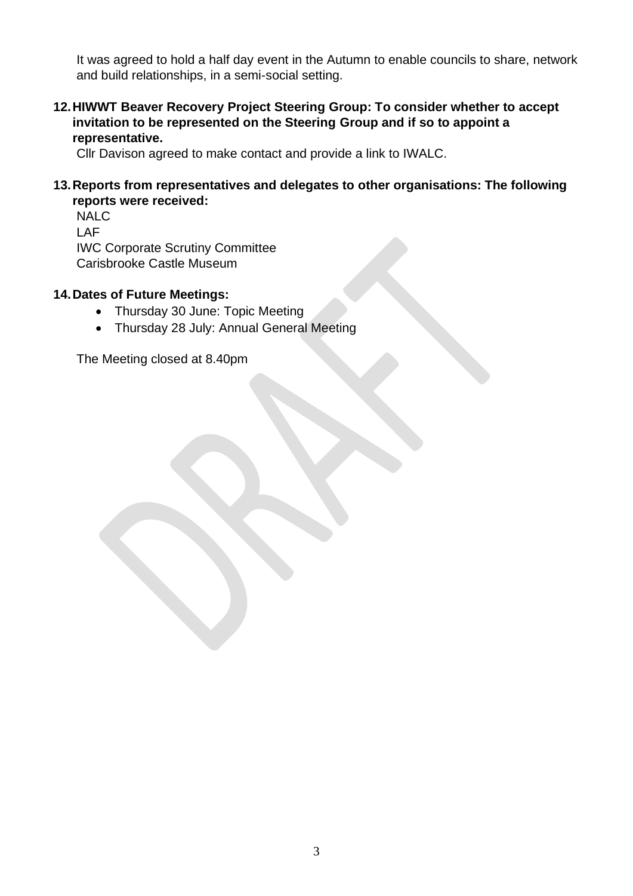It was agreed to hold a half day event in the Autumn to enable councils to share, network and build relationships, in a semi-social setting.

**12. HIWWT Beaver Recovery Project Steering Group: To consider whether to accept invitation to be represented on the Steering Group and if so to appoint a representative.**

Cllr Davison agreed to make contact and provide a link to IWALC.

**13. Reports from representatives and delegates to other organisations: The following reports were received:**

NALC
LAF
IWC Corporate Scrutiny Committee
Carisbrooke Castle Museum

**14. Dates of Future Meetings:**

- Thursday 30 June: Topic Meeting
- Thursday 28 July: Annual General Meeting

The Meeting closed at 8.40pm